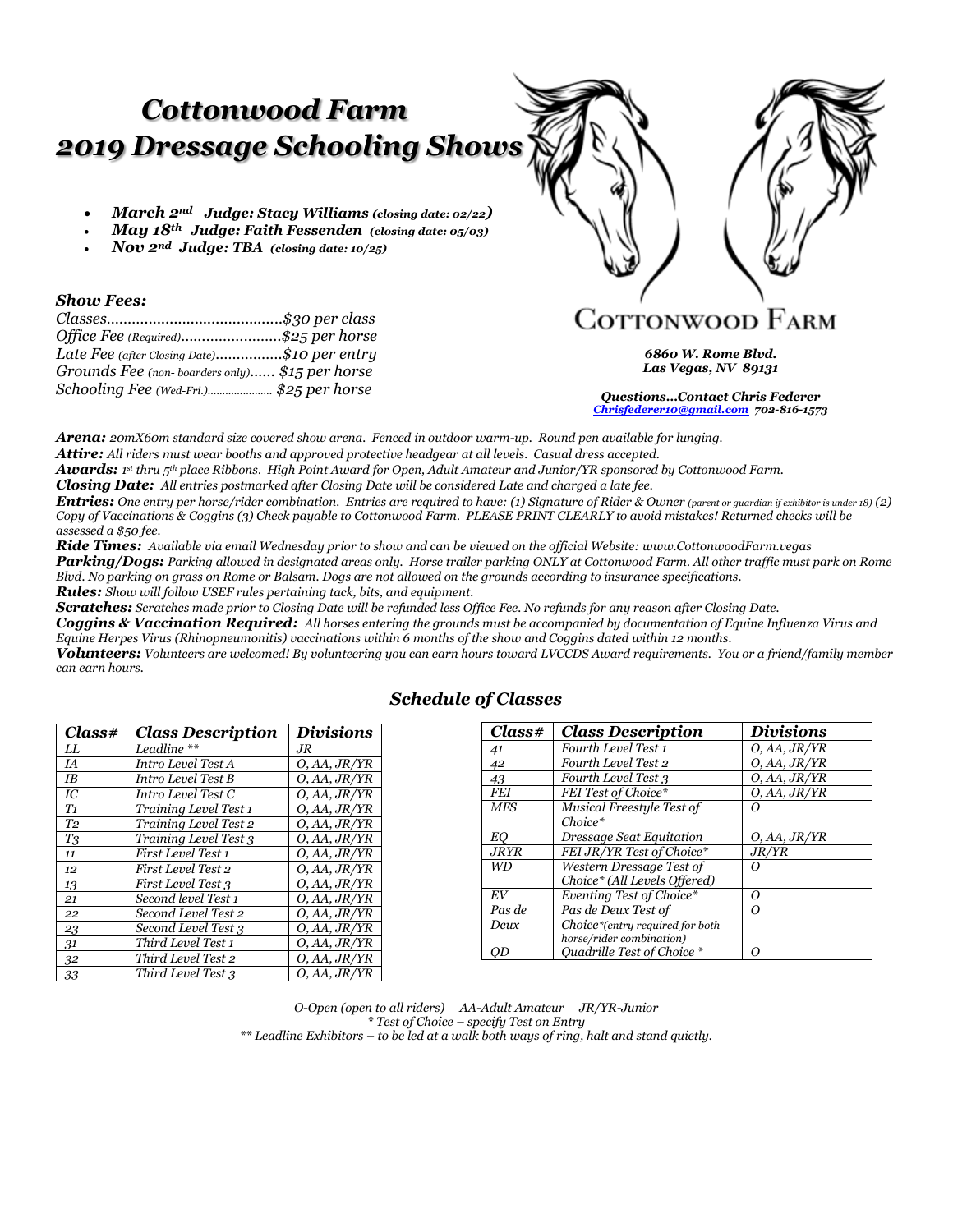# Cottonwood Farm
# 2019 Dressage Schooling Shows

- **March 2nd Judge: Stacy Williams** *(closing date: 02/22)*
- **May 18th Judge: Faith Fessenden** *(closing date: 05/03)*
- **Nov 2nd Judge: TBA** *(closing date: 10/25)*

COTTONWOOD FARM

***6860 W. Rome Blvd.***
***Las Vegas, NV 89131***

***Questions…Contact Chris Federer***
*Chrisfederer10@gmail.com* ***702-816-1573***

### *Show Fees:*

*Classes……………………………………$30 per class*
*Office Fee (Required)……………………$25 per horse*
*Late Fee (after Closing Date)…………….$10 per entry*
*Grounds Fee (non- boarders only)…… $15 per horse*
*Schooling Fee (Wed-Fri.)…………………. $25 per horse*

***Arena:*** *20mX60m standard size covered show arena. Fenced in outdoor warm-up. Round pen available for lunging.*
***Attire:*** *All riders must wear booths and approved protective headgear at all levels. Casual dress accepted.*
***Awards:*** *1st thru 5th place Ribbons. High Point Award for Open, Adult Amateur and Junior/YR sponsored by Cottonwood Farm.*
***Closing Date:*** *All entries postmarked after Closing Date will be considered Late and charged a late fee.*
***Entries:*** *One entry per horse/rider combination. Entries are required to have: (1) Signature of Rider & Owner (parent or guardian if exhibitor is under 18) (2) Copy of Vaccinations & Coggins (3) Check payable to Cottonwood Farm. PLEASE PRINT CLEARLY to avoid mistakes! Returned checks will be assessed a $50 fee.*
***Ride Times:*** *Available via email Wednesday prior to show and can be viewed on the official Website: www.CottonwoodFarm.vegas*
***Parking/Dogs:*** *Parking allowed in designated areas only. Horse trailer parking ONLY at Cottonwood Farm. All other traffic must park on Rome Blvd. No parking on grass on Rome or Balsam. Dogs are not allowed on the grounds according to insurance specifications.*
***Rules:*** *Show will follow USEF rules pertaining tack, bits, and equipment.*
***Scratches:*** *Scratches made prior to Closing Date will be refunded less Office Fee. No refunds for any reason after Closing Date.*
***Coggins & Vaccination Required:*** *All horses entering the grounds must be accompanied by documentation of Equine Influenza Virus and Equine Herpes Virus (Rhinopneumonitis) vaccinations within 6 months of the show and Coggins dated within 12 months.*
***Volunteers:*** *Volunteers are welcomed! By volunteering you can earn hours toward LVCCDS Award requirements. You or a friend/family member can earn hours.*

## *Schedule of Classes*

| Class# | Class Description | Divisions |
|---|---|---|
| LL | Leadline ** | JR |
| IA | Intro Level Test A | O, AA, JR/YR |
| IB | Intro Level Test B | O, AA, JR/YR |
| IC | Intro Level Test C | O, AA, JR/YR |
| T1 | Training Level Test 1 | O, AA, JR/YR |
| T2 | Training Level Test 2 | O, AA, JR/YR |
| T3 | Training Level Test 3 | O, AA, JR/YR |
| 11 | First Level Test 1 | O, AA, JR/YR |
| 12 | First Level Test 2 | O, AA, JR/YR |
| 13 | First Level Test 3 | O, AA, JR/YR |
| 21 | Second level Test 1 | O, AA, JR/YR |
| 22 | Second Level Test 2 | O, AA, JR/YR |
| 23 | Second Level Test 3 | O, AA, JR/YR |
| 31 | Third Level Test 1 | O, AA, JR/YR |
| 32 | Third Level Test 2 | O, AA, JR/YR |
| 33 | Third Level Test 3 | O, AA, JR/YR |

| Class# | Class Description | Divisions |
|---|---|---|
| 41 | Fourth Level Test 1 | O, AA, JR/YR |
| 42 | Fourth Level Test 2 | O, AA, JR/YR |
| 43 | Fourth Level Test 3 | O, AA, JR/YR |
| FEI | FEI Test of Choice* | O, AA, JR/YR |
| MFS | Musical Freestyle Test of Choice* | O |
| EQ | Dressage Seat Equitation | O, AA, JR/YR |
| JRYR | FEI JR/YR Test of Choice* | JR/YR |
| WD | Western Dressage Test of Choice* (All Levels Offered) | O |
| EV | Eventing Test of Choice* | O |
| Pas de Deux | Pas de Deux Test of Choice*(entry required for both horse/rider combination) | O |
| QD | Quadrille Test of Choice * | O |

*O-Open (open to all riders) AA-Adult Amateur JR/YR-Junior*
*\* Test of Choice – specify Test on Entry*
*\*\* Leadline Exhibitors – to be led at a walk both ways of ring, halt and stand quietly.*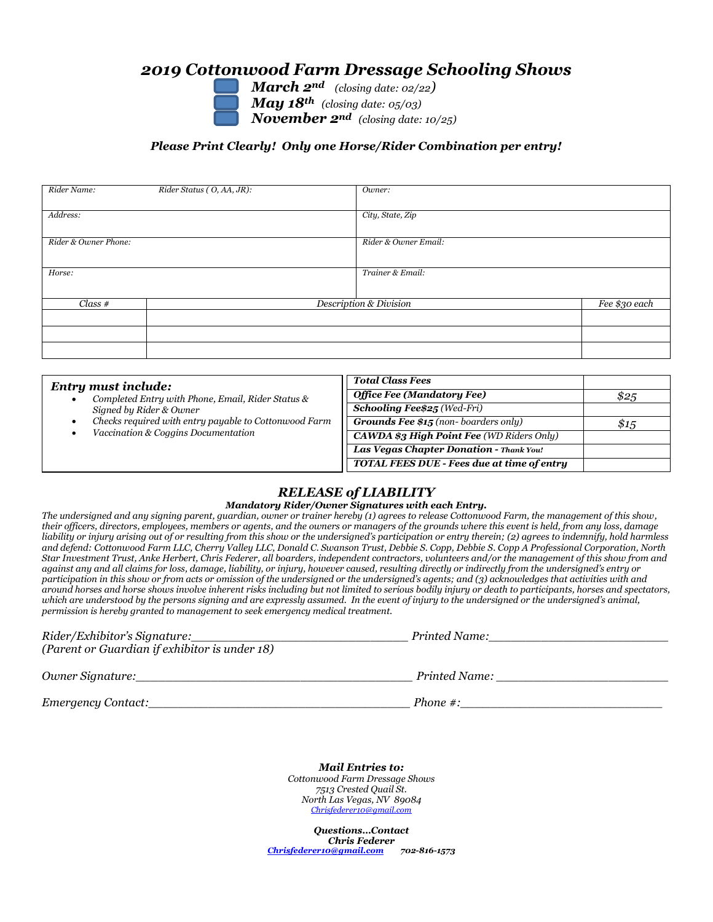# 2019 Cottonwood Farm Dressage Schooling Shows

- **March 2nd** *(closing date: 02/22)*
- **May 18th** *(closing date: 05/03)*
- **November 2nd** *(closing date: 10/25)*

***Please Print Clearly! Only one Horse/Rider Combination per entry!***

| | |
|---|---|
| *Rider Name:* *Rider Status ( O, AA, JR):* | *Owner:* |
| *Address:* | *City, State, Zip* |
| *Rider & Owner Phone:* | *Rider & Owner Email:* |
| *Horse:* | *Trainer & Email:* |

| *Class #* | *Description & Division* | *Fee $30 each* |
|---|---|---|
| | | |
| | | |
| | | |

***Entry must include:***

- *Completed Entry with Phone, Email, Rider Status & Signed by Rider & Owner*
- *Checks required with entry payable to Cottonwood Farm*
- *Vaccination & Coggins Documentation*

| | |
|---|---|
| ***Total Class Fees*** | |
| ***Office Fee (Mandatory Fee)*** | *$25* |
| ***Schooling Fee$25*** *(Wed-Fri)* | |
| ***Grounds Fee $15*** *(non- boarders only)* | *$15* |
| ***CAWDA $3 High Point Fee*** *(WD Riders Only)* | |
| ***Las Vegas Chapter Donation - Thank You!*** | |
| ***TOTAL FEES DUE - Fees due at time of entry*** | |

## *RELEASE of LIABILITY*

***Mandatory Rider/Owner Signatures with each Entry.***

*The undersigned and any signing parent, guardian, owner or trainer hereby (1) agrees to release Cottonwood Farm, the management of this show, their officers, directors, employees, members or agents, and the owners or managers of the grounds where this event is held, from any loss, damage liability or injury arising out of or resulting from this show or the undersigned's participation or entry therein; (2) agrees to indemnify, hold harmless and defend: Cottonwood Farm LLC, Cherry Valley LLC, Donald C. Swanson Trust, Debbie S. Copp, Debbie S. Copp A Professional Corporation, North Star Investment Trust, Anke Herbert, Chris Federer, all boarders, independent contractors, volunteers and/or the management of this show from and against any and all claims for loss, damage, liability, or injury, however caused, resulting directly or indirectly from the undersigned's entry or participation in this show or from acts or omission of the undersigned or the undersigned's agents; and (3) acknowledges that activities with and around horses and horse shows involve inherent risks including but not limited to serious bodily injury or death to participants, horses and spectators, which are understood by the persons signing and are expressly assumed. In the event of injury to the undersigned or the undersigned's animal, permission is hereby granted to management to seek emergency medical treatment.*

*Rider/Exhibitor's Signature:*_____________________________ *Printed Name:*________________________
*(Parent or Guardian if exhibitor is under 18)*

*Owner Signature:*_____________________________________ *Printed Name:* ________________________

*Emergency Contact:*___________________________________ *Phone #:*___________________________

***Mail Entries to:***
*Cottonwood Farm Dressage Shows*
*7513 Crested Quail St.*
*North Las Vegas, NV 89084*
*Chrisfederer10@gmail.com*

***Questions...Contact***
***Chris Federer***
***Chrisfederer10@gmail.com*** ***702-816-1573***